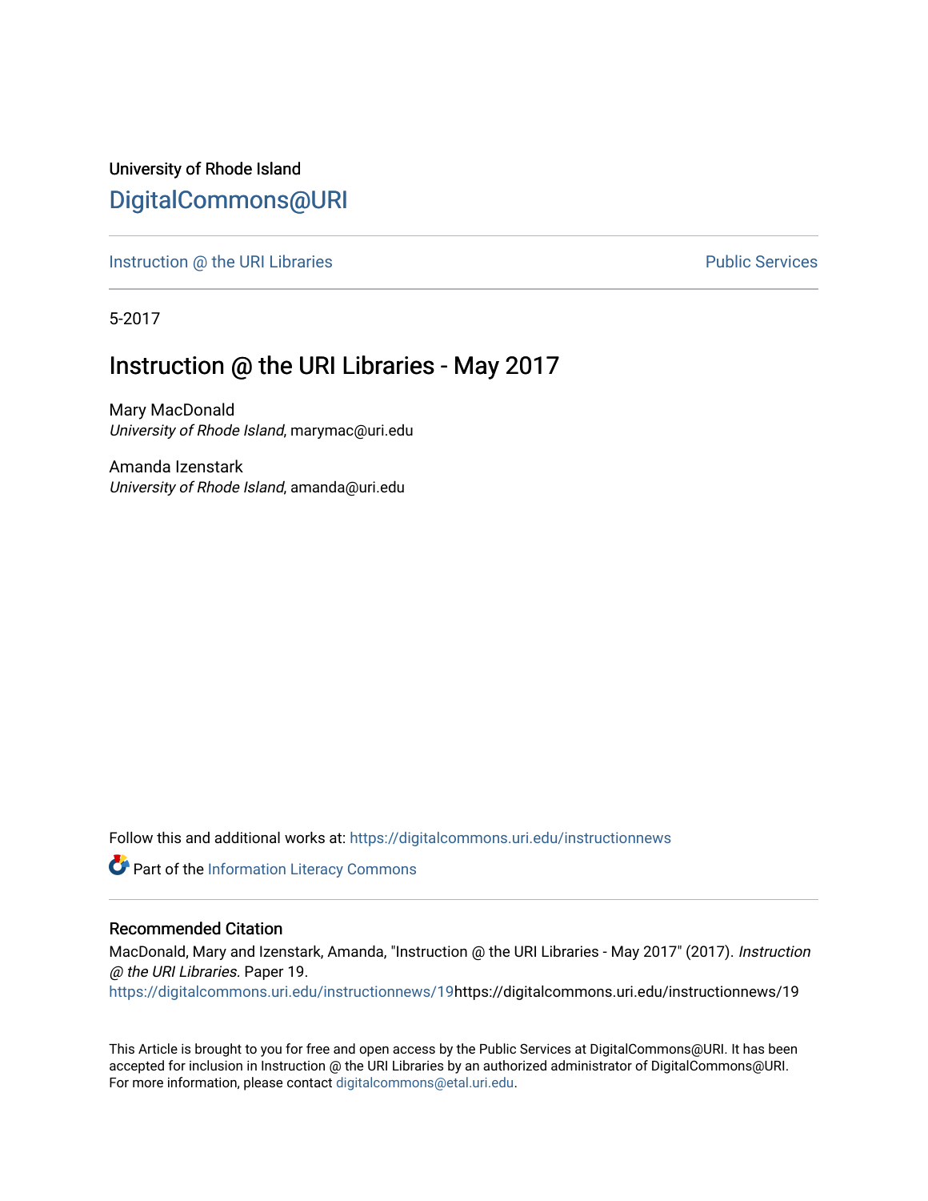University of Rhode Island

# DigitalCommons@URI

Instruction @ the URI Libraries | Public Services

5-2017

## Instruction @ the URI Libraries - May 2017

Mary MacDonald
*University of Rhode Island*, marymac@uri.edu

Amanda Izenstark
*University of Rhode Island*, amanda@uri.edu

Follow this and additional works at: https://digitalcommons.uri.edu/instructionnews

Part of the Information Literacy Commons

### Recommended Citation

MacDonald, Mary and Izenstark, Amanda, "Instruction @ the URI Libraries - May 2017" (2017). *Instruction @ the URI Libraries.* Paper 19.
https://digitalcommons.uri.edu/instructionnews/19https://digitalcommons.uri.edu/instructionnews/19

This Article is brought to you for free and open access by the Public Services at DigitalCommons@URI. It has been accepted for inclusion in Instruction @ the URI Libraries by an authorized administrator of DigitalCommons@URI. For more information, please contact digitalcommons@etal.uri.edu.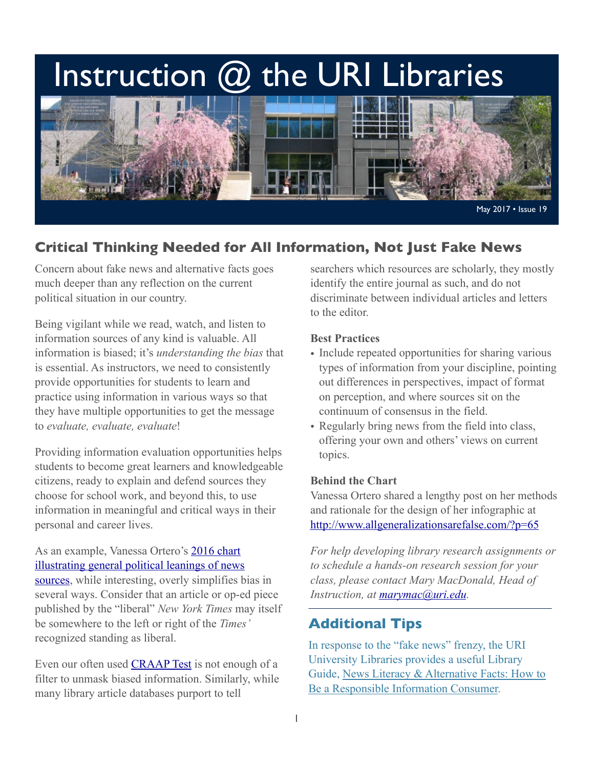# Instruction @ the URI Libraries

May 2017 • Issue 19

## Critical Thinking Needed for All Information, Not Just Fake News

Concern about fake news and alternative facts goes much deeper than any reflection on the current political situation in our country.

Being vigilant while we read, watch, and listen to information sources of any kind is valuable. All information is biased; it's *understanding the bias* that is essential. As instructors, we need to consistently provide opportunities for students to learn and practice using information in various ways so that they have multiple opportunities to get the message to *evaluate, evaluate, evaluate*!

Providing information evaluation opportunities helps students to become great learners and knowledgeable citizens, ready to explain and defend sources they choose for school work, and beyond this, to use information in meaningful and critical ways in their personal and career lives.

As an example, Vanessa Ortero's 2016 chart illustrating general political leanings of news sources, while interesting, overly simplifies bias in several ways. Consider that an article or op-ed piece published by the "liberal" *New York Times* may itself be somewhere to the left or right of the *Times'* recognized standing as liberal.

Even our often used CRAAP Test is not enough of a filter to unmask biased information. Similarly, while many library article databases purport to tell searchers which resources are scholarly, they mostly identify the entire journal as such, and do not discriminate between individual articles and letters to the editor.

**Best Practices**

- Include repeated opportunities for sharing various types of information from your discipline, pointing out differences in perspectives, impact of format on perception, and where sources sit on the continuum of consensus in the field.
- Regularly bring news from the field into class, offering your own and others' views on current topics.

**Behind the Chart**

Vanessa Ortero shared a lengthy post on her methods and rationale for the design of her infographic at http://www.allgeneralizationsarefalse.com/?p=65

*For help developing library research assignments or to schedule a hands-on research session for your class, please contact Mary MacDonald, Head of Instruction, at marymac@uri.edu.*

## Additional Tips

In response to the "fake news" frenzy, the URI University Libraries provides a useful Library Guide, News Literacy & Alternative Facts: How to Be a Responsible Information Consumer.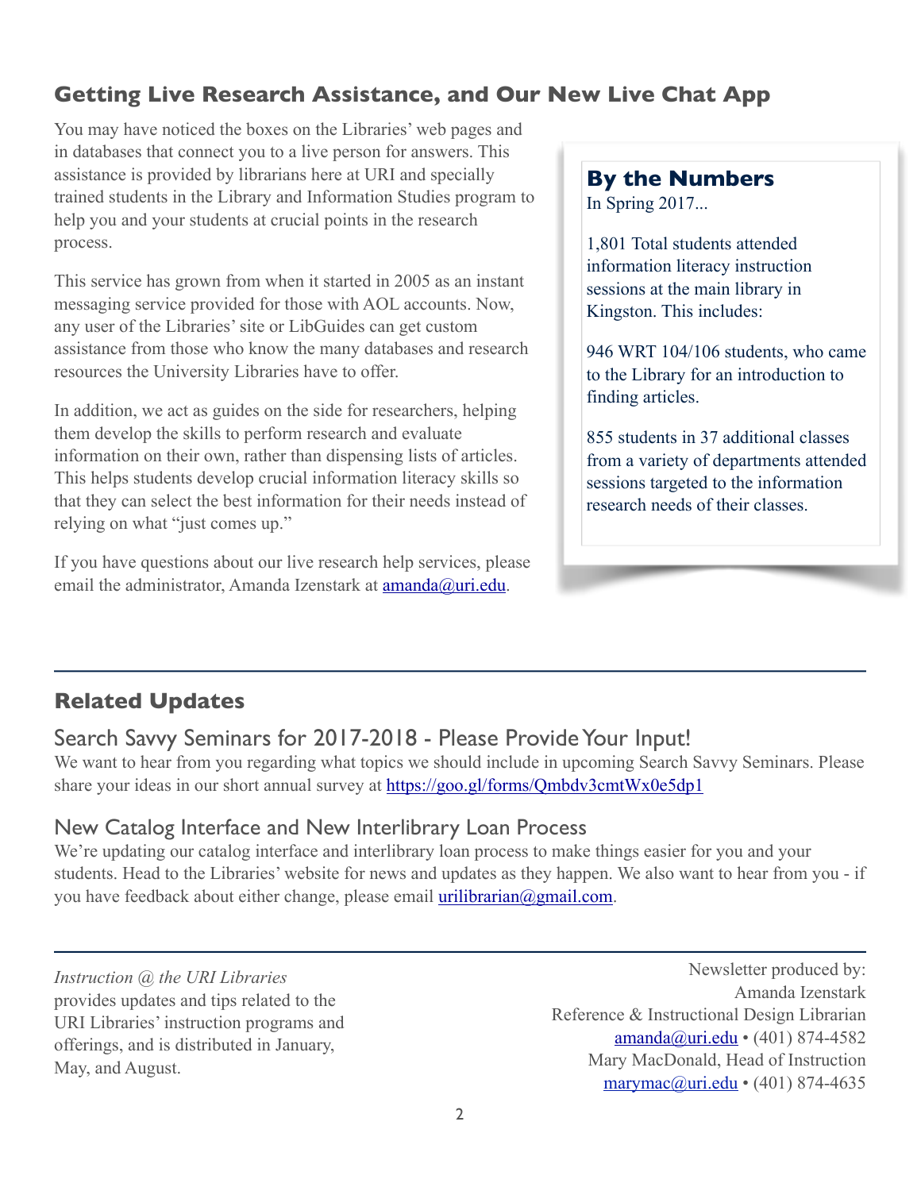## Getting Live Research Assistance, and Our New Live Chat App

You may have noticed the boxes on the Libraries' web pages and in databases that connect you to a live person for answers. This assistance is provided by librarians here at URI and specially trained students in the Library and Information Studies program to help you and your students at crucial points in the research process.

This service has grown from when it started in 2005 as an instant messaging service provided for those with AOL accounts. Now, any user of the Libraries' site or LibGuides can get custom assistance from those who know the many databases and research resources the University Libraries have to offer.

In addition, we act as guides on the side for researchers, helping them develop the skills to perform research and evaluate information on their own, rather than dispensing lists of articles. This helps students develop crucial information literacy skills so that they can select the best information for their needs instead of relying on what "just comes up."

If you have questions about our live research help services, please email the administrator, Amanda Izenstark at [amanda@uri.edu](mailto:amanda@uri.edu).

### By the Numbers

In Spring 2017...

1,801 Total students attended information literacy instruction sessions at the main library in Kingston. This includes:

946 WRT 104/106 students, who came to the Library for an introduction to finding articles.

855 students in 37 additional classes from a variety of departments attended sessions targeted to the information research needs of their classes.

---

## Related Updates

### Search Savvy Seminars for 2017-2018 - Please Provide Your Input!

We want to hear from you regarding what topics we should include in upcoming Search Savvy Seminars. Please share your ideas in our short annual survey at [https://goo.gl/forms/Qmbdv3cmtWx0e5dp1](https://goo.gl/forms/Qmbdv3cmtWx0e5dp1)

### New Catalog Interface and New Interlibrary Loan Process

We're updating our catalog interface and interlibrary loan process to make things easier for you and your students. Head to the Libraries' website for news and updates as they happen. We also want to hear from you - if you have feedback about either change, please email [urilibrarian@gmail.com](mailto:urilibrarian@gmail.com).

---

*Instruction @ the URI Libraries* provides updates and tips related to the URI Libraries' instruction programs and offerings, and is distributed in January, May, and August.

Newsletter produced by:
Amanda Izenstark
Reference & Instructional Design Librarian
[amanda@uri.edu](mailto:amanda@uri.edu) • (401) 874-4582
Mary MacDonald, Head of Instruction
[marymac@uri.edu](mailto:marymac@uri.edu) • (401) 874-4635